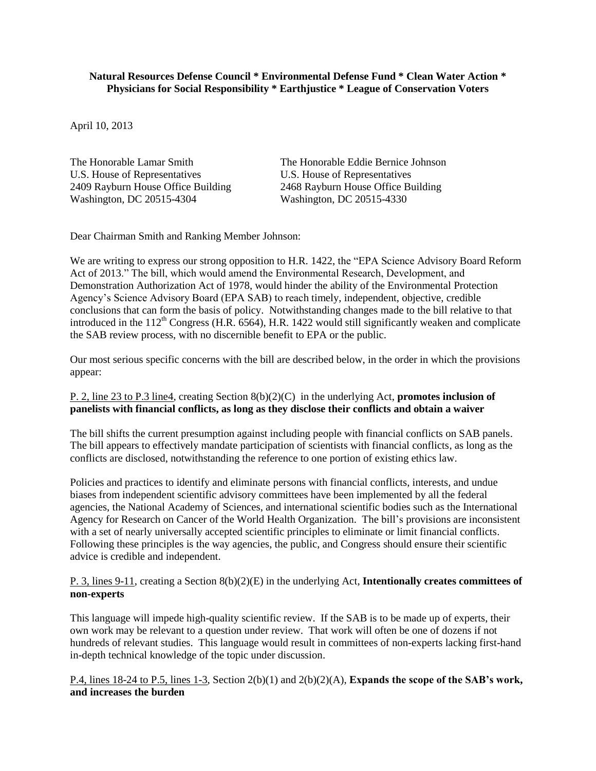**Natural Resources Defense Council * Environmental Defense Fund * Clean Water Action * Physicians for Social Responsibility * Earthjustice * League of Conservation Voters**

April 10, 2013

The Honorable Lamar Smith
U.S. House of Representatives
2409 Rayburn House Office Building
Washington, DC 20515-4304

The Honorable Eddie Bernice Johnson
U.S. House of Representatives
2468 Rayburn House Office Building
Washington, DC 20515-4330

Dear Chairman Smith and Ranking Member Johnson:

We are writing to express our strong opposition to H.R. 1422, the "EPA Science Advisory Board Reform Act of 2013." The bill, which would amend the Environmental Research, Development, and Demonstration Authorization Act of 1978, would hinder the ability of the Environmental Protection Agency's Science Advisory Board (EPA SAB) to reach timely, independent, objective, credible conclusions that can form the basis of policy. Notwithstanding changes made to the bill relative to that introduced in the 112th Congress (H.R. 6564), H.R. 1422 would still significantly weaken and complicate the SAB review process, with no discernible benefit to EPA or the public.

Our most serious specific concerns with the bill are described below, in the order in which the provisions appear:

P. 2, line 23 to P.3 line4, creating Section 8(b)(2)(C) in the underlying Act, **promotes inclusion of panelists with financial conflicts, as long as they disclose their conflicts and obtain a waiver**

The bill shifts the current presumption against including people with financial conflicts on SAB panels. The bill appears to effectively mandate participation of scientists with financial conflicts, as long as the conflicts are disclosed, notwithstanding the reference to one portion of existing ethics law.

Policies and practices to identify and eliminate persons with financial conflicts, interests, and undue biases from independent scientific advisory committees have been implemented by all the federal agencies, the National Academy of Sciences, and international scientific bodies such as the International Agency for Research on Cancer of the World Health Organization. The bill's provisions are inconsistent with a set of nearly universally accepted scientific principles to eliminate or limit financial conflicts. Following these principles is the way agencies, the public, and Congress should ensure their scientific advice is credible and independent.

P. 3, lines 9-11, creating a Section 8(b)(2)(E) in the underlying Act, **Intentionally creates committees of non-experts**

This language will impede high-quality scientific review. If the SAB is to be made up of experts, their own work may be relevant to a question under review. That work will often be one of dozens if not hundreds of relevant studies. This language would result in committees of non-experts lacking first-hand in-depth technical knowledge of the topic under discussion.

P.4, lines 18-24 to P.5, lines 1-3, Section 2(b)(1) and 2(b)(2)(A), **Expands the scope of the SAB's work, and increases the burden**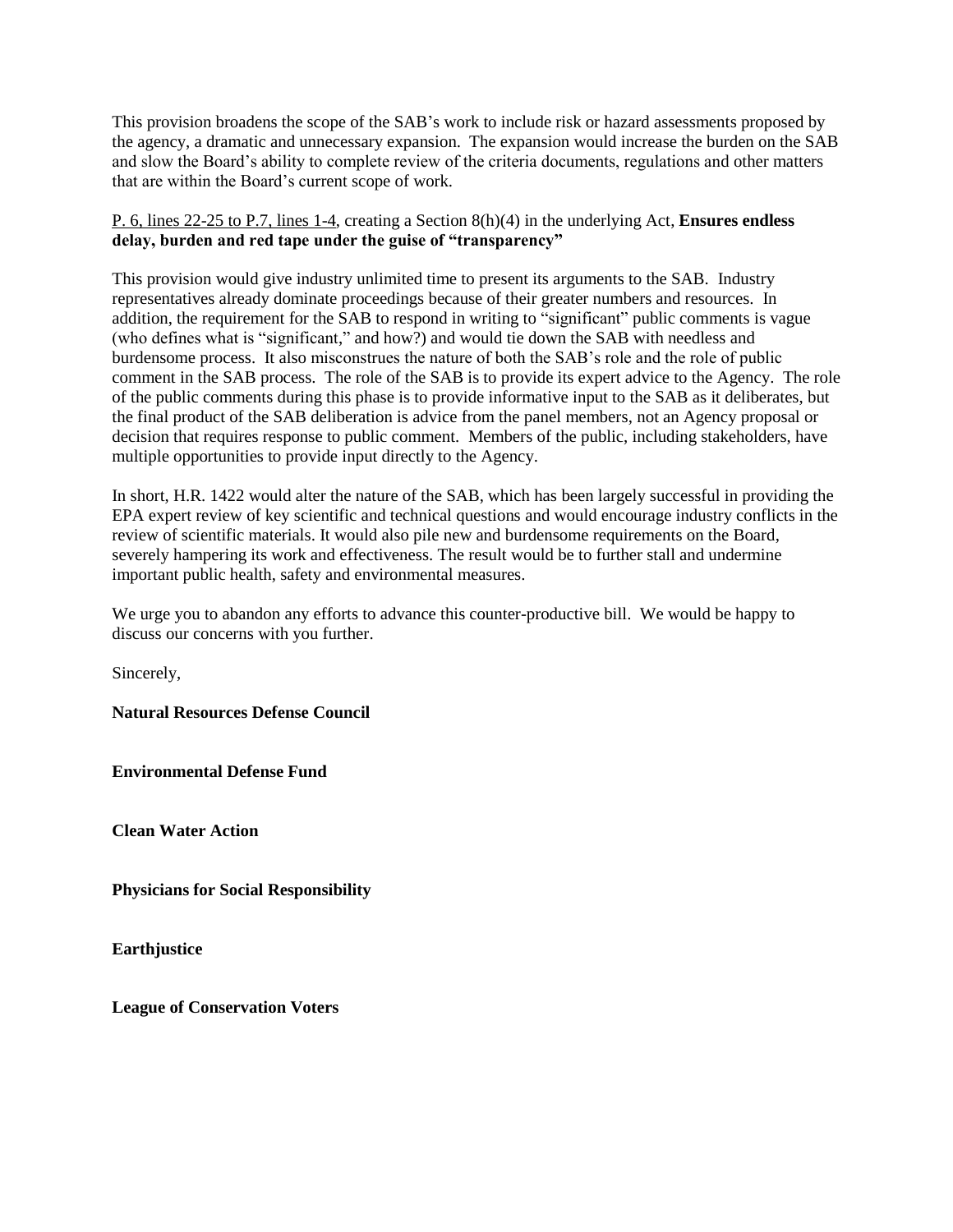This provision broadens the scope of the SAB's work to include risk or hazard assessments proposed by the agency, a dramatic and unnecessary expansion. The expansion would increase the burden on the SAB and slow the Board's ability to complete review of the criteria documents, regulations and other matters that are within the Board's current scope of work.

P. 6, lines 22-25 to P.7, lines 1-4, creating a Section 8(h)(4) in the underlying Act, **Ensures endless delay, burden and red tape under the guise of "transparency"**

This provision would give industry unlimited time to present its arguments to the SAB. Industry representatives already dominate proceedings because of their greater numbers and resources. In addition, the requirement for the SAB to respond in writing to "significant" public comments is vague (who defines what is "significant," and how?) and would tie down the SAB with needless and burdensome process. It also misconstrues the nature of both the SAB's role and the role of public comment in the SAB process. The role of the SAB is to provide its expert advice to the Agency. The role of the public comments during this phase is to provide informative input to the SAB as it deliberates, but the final product of the SAB deliberation is advice from the panel members, not an Agency proposal or decision that requires response to public comment. Members of the public, including stakeholders, have multiple opportunities to provide input directly to the Agency.

In short, H.R. 1422 would alter the nature of the SAB, which has been largely successful in providing the EPA expert review of key scientific and technical questions and would encourage industry conflicts in the review of scientific materials. It would also pile new and burdensome requirements on the Board, severely hampering its work and effectiveness. The result would be to further stall and undermine important public health, safety and environmental measures.

We urge you to abandon any efforts to advance this counter-productive bill. We would be happy to discuss our concerns with you further.

Sincerely,

**Natural Resources Defense Council**

**Environmental Defense Fund**

**Clean Water Action**

**Physicians for Social Responsibility**

**Earthjustice**

**League of Conservation Voters**